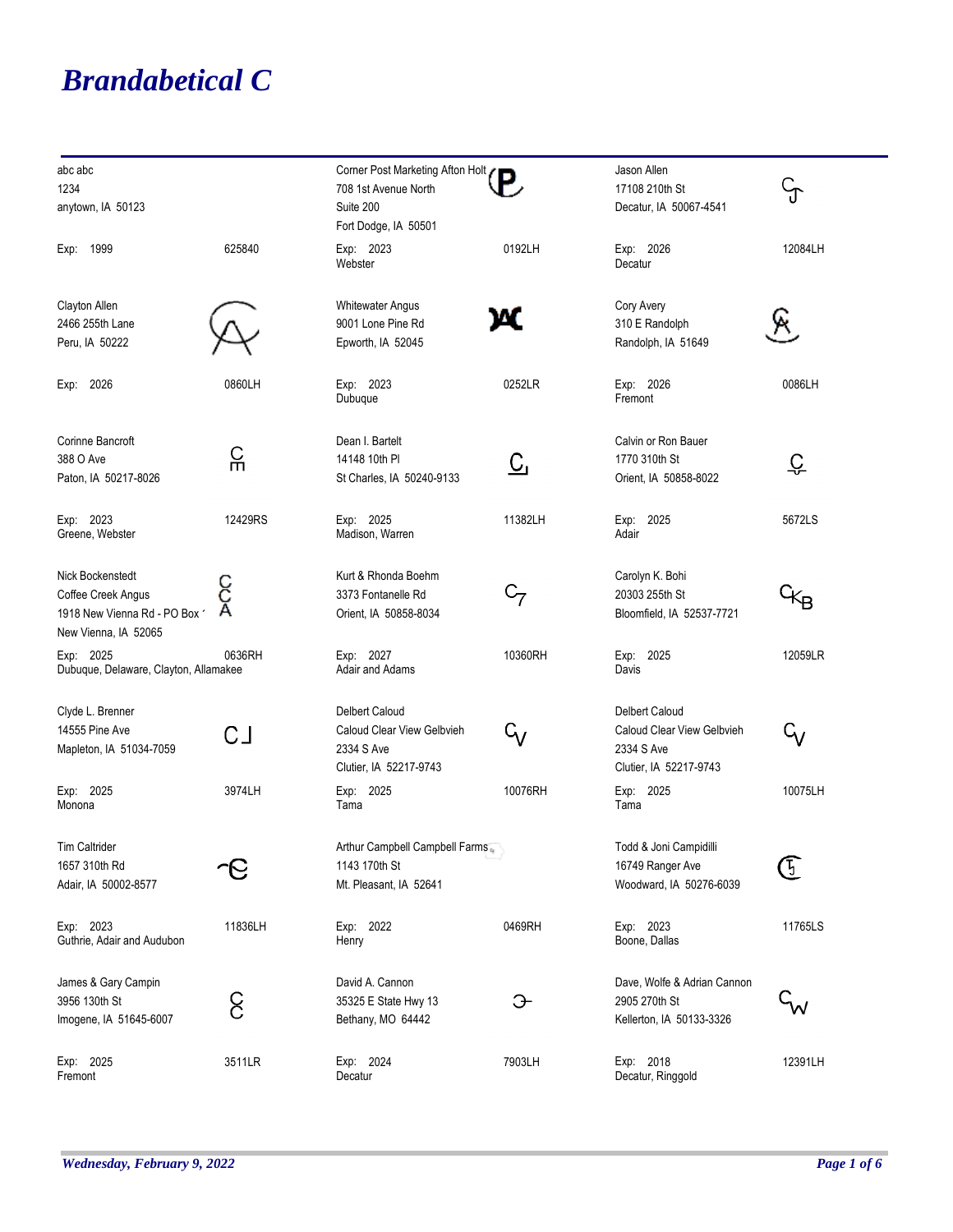# Brandabetical C

abc abc
1234
anytown, IA 50123

Exp: 1999 — 625840

Corner Post Marketing Afton Holt
708 1st Avenue North
Suite 200
Fort Dodge, IA 50501

Exp: 2023 — 0192LH
Webster

Jason Allen
17108 210th St
Decatur, IA 50067-4541

Exp: 2026 — 12084LH
Decatur

Clayton Allen
2466 255th Lane
Peru, IA 50222

Exp: 2026 — 0860LH

Whitewater Angus
9001 Lone Pine Rd
Epworth, IA 52045

Exp: 2023 — 0252LR
Dubuque

Cory Avery
310 E Randolph
Randolph, IA 51649

Exp: 2026 — 0086LH
Fremont

Corinne Bancroft
388 O Ave
Paton, IA 50217-8026

Exp: 2023 — 12429RS
Greene, Webster

Dean I. Bartelt
14148 10th Pl
St Charles, IA 50240-9133

Exp: 2025 — 11382LH
Madison, Warren

Calvin or Ron Bauer
1770 310th St
Orient, IA 50858-8022

Exp: 2025 — 5672LS
Adair

Nick Bockenstedt
Coffee Creek Angus
1918 New Vienna Rd - PO Box '
New Vienna, IA 52065

Exp: 2025 — 0636RH
Dubuque, Delaware, Clayton, Allamakee

Kurt & Rhonda Boehm
3373 Fontanelle Rd
Orient, IA 50858-8034

Exp: 2027 — 10360RH
Adair and Adams

Carolyn K. Bohi
20303 255th St
Bloomfield, IA 52537-7721

Exp: 2025 — 12059LR
Davis

Clyde L. Brenner
14555 Pine Ave
Mapleton, IA 51034-7059

Exp: 2025 — 3974LH
Monona

Delbert Caloud
Caloud Clear View Gelbvieh
2334 S Ave
Clutier, IA 52217-9743

Exp: 2025 — 10076RH
Tama

Delbert Caloud
Caloud Clear View Gelbvieh
2334 S Ave
Clutier, IA 52217-9743

Exp: 2025 — 10075LH
Tama

Tim Caltrider
1657 310th Rd
Adair, IA 50002-8577

Exp: 2023 — 11836LH
Guthrie, Adair and Audubon

Arthur Campbell Campbell Farms
1143 170th St
Mt. Pleasant, IA 52641

Exp: 2022 — 0469RH
Henry

Todd & Joni Campidilli
16749 Ranger Ave
Woodward, IA 50276-6039

Exp: 2023 — 11765LS
Boone, Dallas

James & Gary Campin
3956 130th St
Imogene, IA 51645-6007

Exp: 2025 — 3511LR
Fremont

David A. Cannon
35325 E State Hwy 13
Bethany, MO 64442

Exp: 2024 — 7903LH
Decatur

Dave, Wolfe & Adrian Cannon
2905 270th St
Kellerton, IA 50133-3326

Exp: 2018 — 12391LH
Decatur, Ringgold

*Wednesday, February 9, 2022*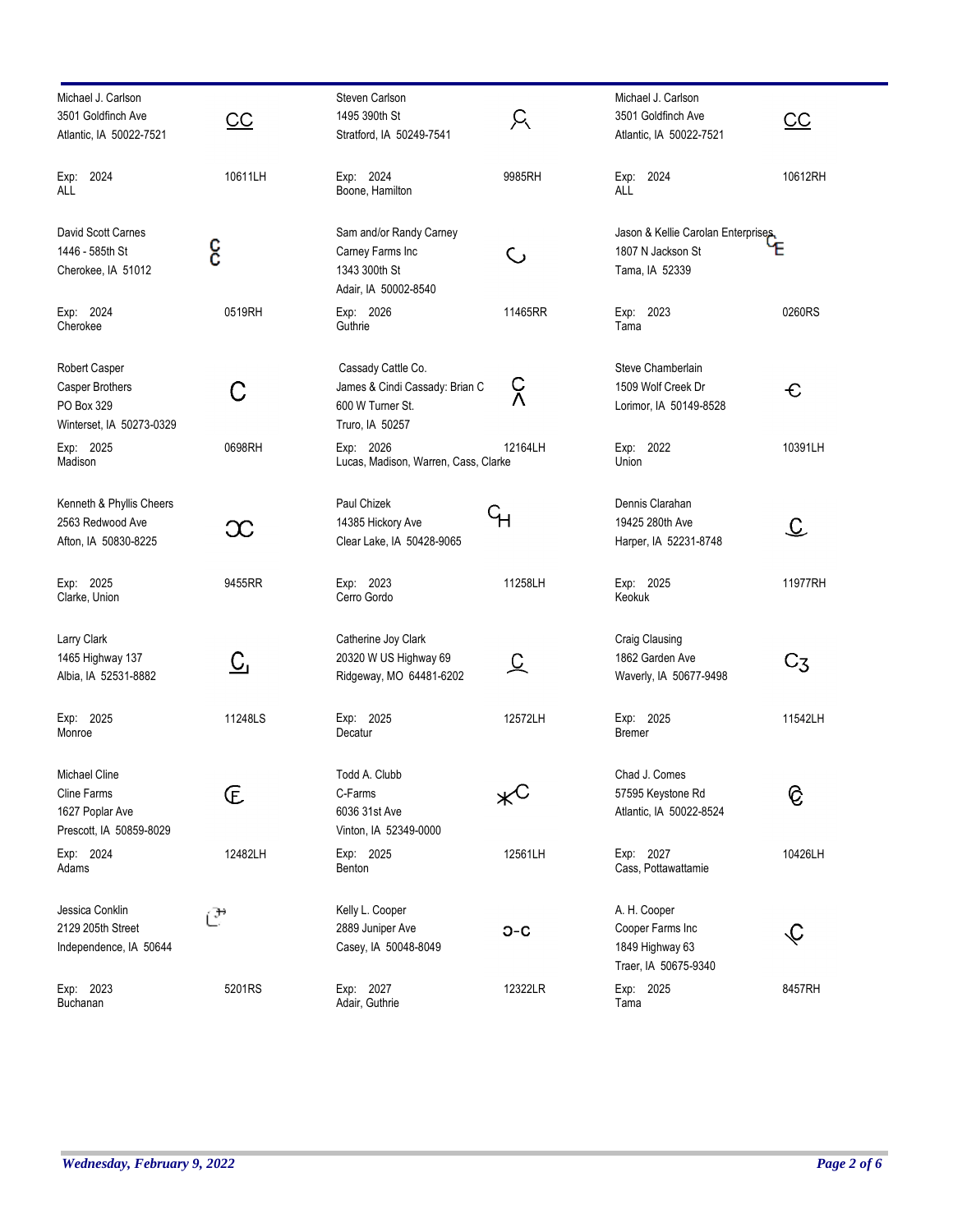Michael J. Carlson
3501 Goldfinch Ave
Atlantic, IA 50022-7521
CC
Exp: 2024
ALL
10611LH

Steven Carlson
1495 390th St
Stratford, IA 50249-7541
Exp: 2024
Boone, Hamilton
9985RH

Michael J. Carlson
3501 Goldfinch Ave
Atlantic, IA 50022-7521
CC
Exp: 2024
ALL
10612RH

David Scott Carnes
1446 - 585th St
Cherokee, IA 51012
C C
Exp: 2024
Cherokee
0519RH

Sam and/or Randy Carney
Carney Farms Inc
1343 300th St
Adair, IA 50002-8540
Exp: 2026
Guthrie
11465RR

Jason & Kellie Carolan Enterprises
1807 N Jackson St
Tama, IA 52339
CE
Exp: 2023
Tama
0260RS

Robert Casper
Casper Brothers
PO Box 329
Winterset, IA 50273-0329
C
Exp: 2025
Madison
0698RH

Cassady Cattle Co.
James & Cindi Cassady: Brian C
600 W Turner St.
Truro, IA 50257
Exp: 2026
Lucas, Madison, Warren, Cass, Clarke
12164LH

Steve Chamberlain
1509 Wolf Creek Dr
Lorimor, IA 50149-8528
Exp: 2022
Union
10391LH

Kenneth & Phyllis Cheers
2563 Redwood Ave
Afton, IA 50830-8225
Exp: 2025
Clarke, Union
9455RR

Paul Chizek
14385 Hickory Ave
Clear Lake, IA 50428-9065
CH
Exp: 2023
Cerro Gordo
11258LH

Dennis Clarahan
19425 280th Ave
Harper, IA 52231-8748
C
Exp: 2025
Keokuk
11977RH

Larry Clark
1465 Highway 137
Albia, IA 52531-8882
C
Exp: 2025
Monroe
11248LS

Catherine Joy Clark
20320 W US Highway 69
Ridgeway, MO 64481-6202
C
Exp: 2025
Decatur
12572LH

Craig Clausing
1862 Garden Ave
Waverly, IA 50677-9498
C3
Exp: 2025
Bremer
11542LH

Michael Cline
Cline Farms
1627 Poplar Ave
Prescott, IA 50859-8029
Exp: 2024
Adams
12482LH

Todd A. Clubb
C-Farms
6036 31st Ave
Vinton, IA 52349-0000
*C
Exp: 2025
Benton
12561LH

Chad J. Comes
57595 Keystone Rd
Atlantic, IA 50022-8524
Exp: 2027
Cass, Pottawattamie
10426LH

Jessica Conklin
2129 205th Street
Independence, IA 50644
Exp: 2023
Buchanan
5201RS

Kelly L. Cooper
2889 Juniper Ave
Casey, IA 50048-8049
Ↄ-C
Exp: 2027
Adair, Guthrie
12322LR

A. H. Cooper
Cooper Farms Inc
1849 Highway 63
Traer, IA 50675-9340
Exp: 2025
Tama
8457RH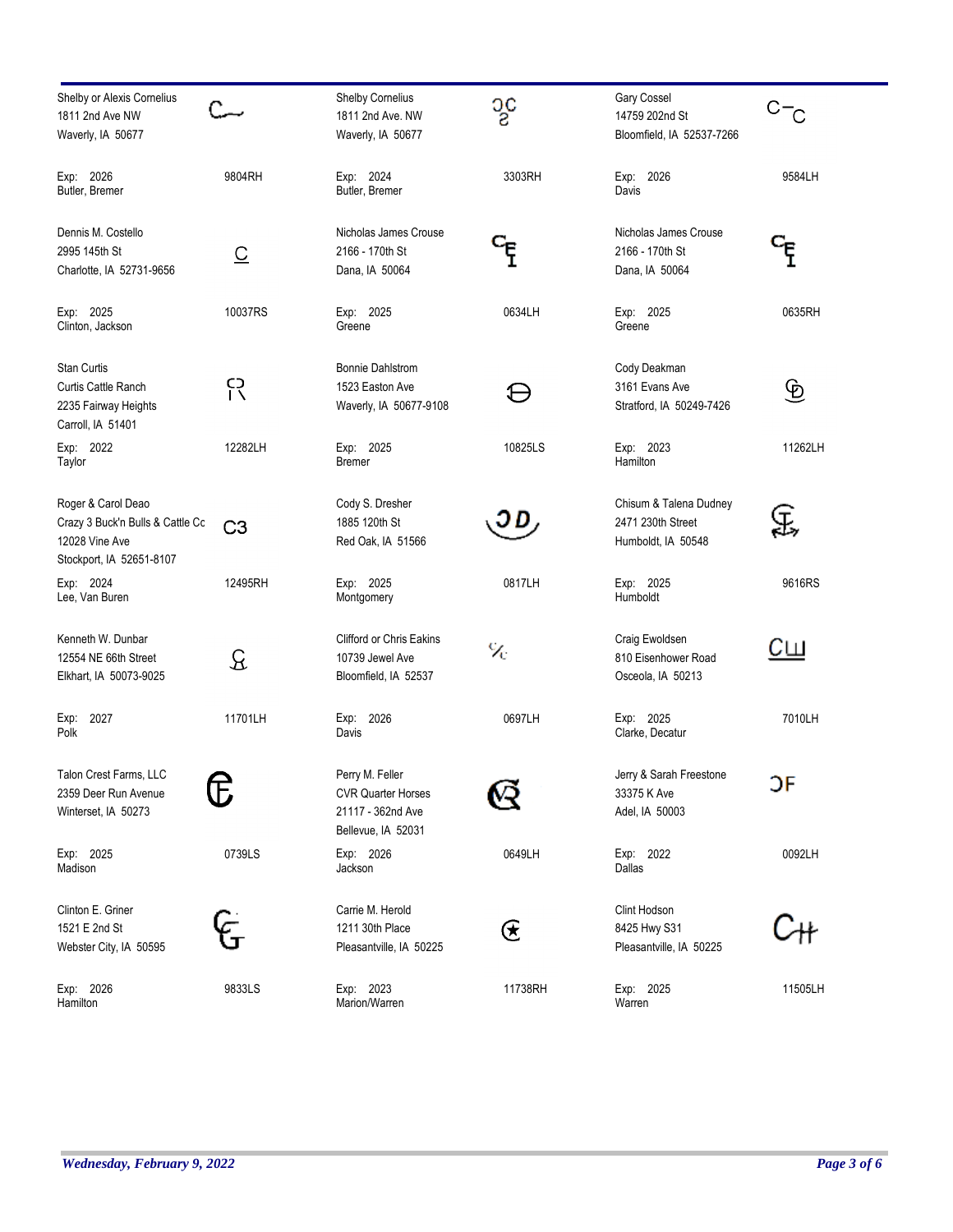| Owner | Brand | Owner | Brand | Owner | Brand |
|---|---|---|---|---|---|
| Shelby or Alexis Cornelius<br>1811 2nd Ave NW<br>Waverly, IA 50677<br>Exp: 2026<br>Butler, Bremer | 9804RH | Shelby Cornelius<br>1811 2nd Ave. NW<br>Waverly, IA 50677<br>Exp: 2024<br>Butler, Bremer | 3303RH | Gary Cossel<br>14759 202nd St<br>Bloomfield, IA 52537-7266<br>Exp: 2026<br>Davis | 9584LH |
| Dennis M. Costello<br>2995 145th St<br>Charlotte, IA 52731-9656<br>Exp: 2025<br>Clinton, Jackson | 10037RS | Nicholas James Crouse<br>2166 - 170th St<br>Dana, IA 50064<br>Exp: 2025<br>Greene | 0634LH | Nicholas James Crouse<br>2166 - 170th St<br>Dana, IA 50064<br>Exp: 2025<br>Greene | 0635RH |
| Stan Curtis<br>Curtis Cattle Ranch<br>2235 Fairway Heights<br>Carroll, IA 51401<br>Exp: 2022<br>Taylor | 12282LH | Bonnie Dahlstrom<br>1523 Easton Ave<br>Waverly, IA 50677-9108<br>Exp: 2025<br>Bremer | 10825LS | Cody Deakman<br>3161 Evans Ave<br>Stratford, IA 50249-7426<br>Exp: 2023<br>Hamilton | 11262LH |
| Roger & Carol Deao<br>Crazy 3 Buck'n Bulls & Cattle Co<br>12028 Vine Ave<br>Stockport, IA 52651-8107<br>Exp: 2024<br>Lee, Van Buren | C3<br>12495RH | Cody S. Dresher<br>1885 120th St<br>Red Oak, IA 51566<br>Exp: 2025<br>Montgomery | 0817LH | Chisum & Talena Dudney<br>2471 230th Street<br>Humboldt, IA 50548<br>Exp: 2025<br>Humboldt | 9616RS |
| Kenneth W. Dunbar<br>12554 NE 66th Street<br>Elkhart, IA 50073-9025<br>Exp: 2027<br>Polk | 11701LH | Clifford or Chris Eakins<br>10739 Jewel Ave<br>Bloomfield, IA 52537<br>Exp: 2026<br>Davis | 0697LH | Craig Ewoldsen<br>810 Eisenhower Road<br>Osceola, IA 50213<br>Exp: 2025<br>Clarke, Decatur | 7010LH |
| Talon Crest Farms, LLC<br>2359 Deer Run Avenue<br>Winterset, IA 50273<br>Exp: 2025<br>Madison | 0739LS | Perry M. Feller<br>CVR Quarter Horses<br>21117 - 362nd Ave<br>Bellevue, IA 52031<br>Exp: 2026<br>Jackson | 0649LH | Jerry & Sarah Freestone<br>33375 K Ave<br>Adel, IA 50003<br>Exp: 2022<br>Dallas | 0092LH |
| Clinton E. Griner<br>1521 E 2nd St<br>Webster City, IA 50595<br>Exp: 2026<br>Hamilton | 9833LS | Carrie M. Herold<br>1211 30th Place<br>Pleasantville, IA 50225<br>Exp: 2023<br>Marion/Warren | 11738RH | Clint Hodson<br>8425 Hwy S31<br>Pleasantville, IA 50225<br>Exp: 2025<br>Warren | 11505LH |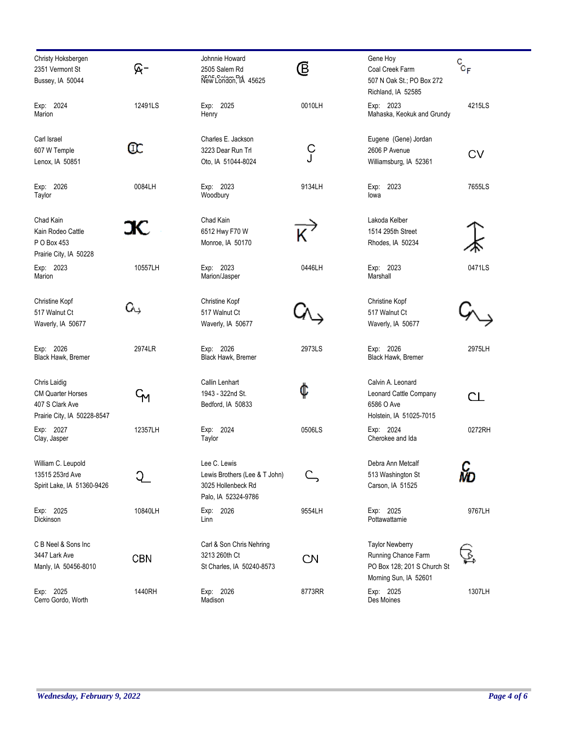| Owner | Brand | Owner | Brand | Owner | Brand |
|---|---|---|---|---|---|
| Christy Hoksbergen<br>2351 Vermont St<br>Bussey, IA 50044<br>Exp: 2024<br>Marion | 12491LS | Johnnie Howard<br>2505 Salem Rd<br>New London, IA 45625<br>Exp: 2025<br>Henry | 0010LH | Gene Hoy<br>Coal Creek Farm<br>507 N Oak St.; PO Box 272<br>Richland, IA 52585<br>Exp: 2023<br>Mahaska, Keokuk and Grundy | 4215LS |
| Carl Israel<br>607 W Temple<br>Lenox, IA 50851<br>Exp: 2026<br>Taylor | 0084LH | Charles E. Jackson<br>3223 Dear Run Trl<br>Oto, IA 51044-8024<br>Exp: 2023<br>Woodbury | 9134LH | Eugene (Gene) Jordan<br>2606 P Avenue<br>Williamsburg, IA 52361<br>Exp: 2023<br>Iowa | CV<br>7655LS |
| Chad Kain<br>Kain Rodeo Cattle<br>P O Box 453<br>Prairie City, IA 50228<br>Exp: 2023<br>Marion | 10557LH | Chad Kain<br>6512 Hwy F70 W<br>Monroe, IA 50170<br>Exp: 2023<br>Marion/Jasper | 0446LH | Lakoda Kelber<br>1514 295th Street<br>Rhodes, IA 50234<br>Exp: 2023<br>Marshall | 0471LS |
| Christine Kopf<br>517 Walnut Ct<br>Waverly, IA 50677<br>Exp: 2026<br>Black Hawk, Bremer | 2974LR | Christine Kopf<br>517 Walnut Ct<br>Waverly, IA 50677<br>Exp: 2026<br>Black Hawk, Bremer | 2973LS | Christine Kopf<br>517 Walnut Ct<br>Waverly, IA 50677<br>Exp: 2026<br>Black Hawk, Bremer | 2975LH |
| Chris Laidig<br>CM Quarter Horses<br>407 S Clark Ave<br>Prairie City, IA 50228-8547<br>Exp: 2027<br>Clay, Jasper | 12357LH | Callin Lenhart<br>1943 - 322nd St.<br>Bedford, IA 50833<br>Exp: 2024<br>Taylor | 0506LS | Calvin A. Leonard<br>Leonard Cattle Company<br>6586 O Ave<br>Holstein, IA 51025-7015<br>Exp: 2024<br>Cherokee and Ida | CL<br>0272RH |
| William C. Leupold<br>13515 253rd Ave<br>Spirit Lake, IA 51360-9426<br>Exp: 2025<br>Dickinson | 10840LH | Lee C. Lewis<br>Lewis Brothers (Lee & T John)<br>3025 Hollenbeck Rd<br>Palo, IA 52324-9786<br>Exp: 2026<br>Linn | 9554LH | Debra Ann Metcalf<br>513 Washington St<br>Carson, IA 51525<br>Exp: 2025<br>Pottawattamie | 9767LH |
| C B Neel & Sons Inc<br>3447 Lark Ave<br>Manly, IA 50456-8010<br>Exp: 2025<br>Cerro Gordo, Worth | CBN<br>1440RH | Carl & Son Chris Nehring<br>3213 260th Ct<br>St Charles, IA 50240-8573<br>Exp: 2026<br>Madison | CN<br>8773RR | Taylor Newberry<br>Running Chance Farm<br>PO Box 128; 201 S Church St<br>Morning Sun, IA 52601<br>Exp: 2025<br>Des Moines | 1307LH |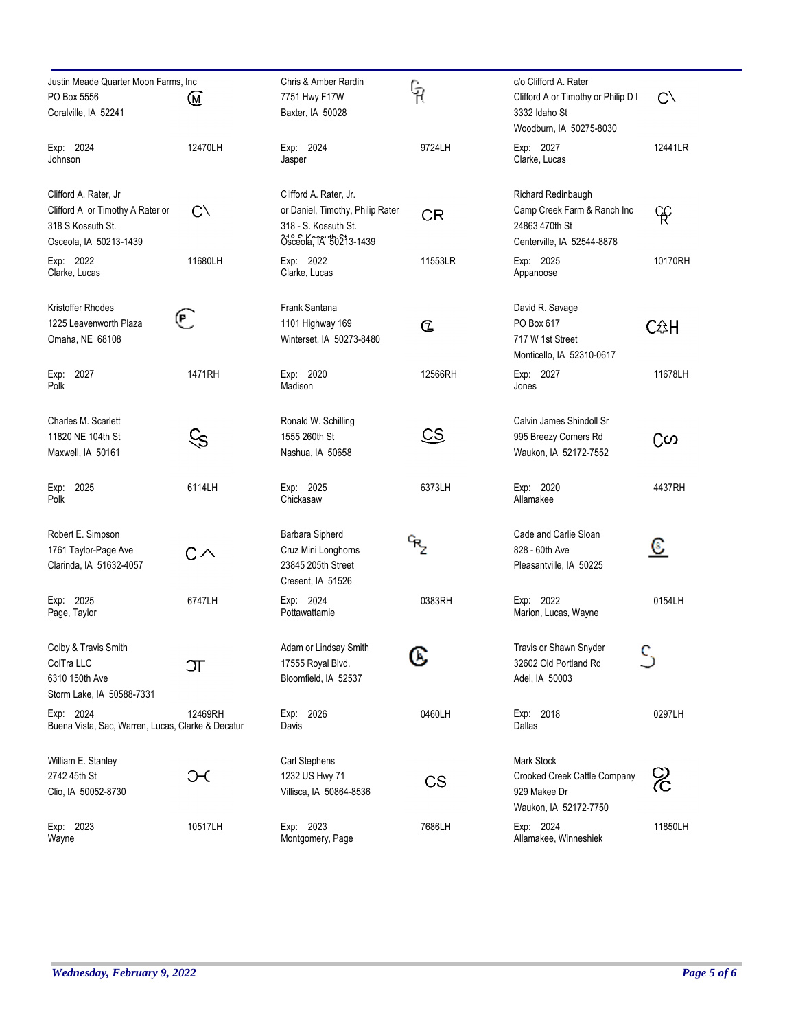Justin Meade Quarter Moon Farms, Inc
PO Box 5556
Coralville, IA 52241

Exp: 2024 — 12470LH
Johnson

Chris & Amber Rardin
7751 Hwy F17W
Baxter, IA 50028

Exp: 2024 — 9724LH
Jasper

c/o Clifford A. Rater
Clifford A or Timothy or Philip D I
3332 Idaho St
Woodburn, IA 50275-8030

Exp: 2027 — 12441LR
Clarke, Lucas

Clifford A. Rater, Jr
Clifford A or Timothy A Rater or
318 S Kossuth St.
Osceola, IA 50213-1439

Exp: 2022 — 11680LH
Clarke, Lucas

Clifford A. Rater, Jr.
or Daniel, Timothy, Philip Rater
318 - S. Kossuth St.
Osceola, IA 50213-1439

Exp: 2022 — 11553LR
Clarke, Lucas

Richard Redinbaugh
Camp Creek Farm & Ranch Inc
24863 470th St
Centerville, IA 52544-8878

Exp: 2025 — 10170RH
Appanoose

Kristoffer Rhodes
1225 Leavenworth Plaza
Omaha, NE 68108

Exp: 2027 — 1471RH
Polk

Frank Santana
1101 Highway 169
Winterset, IA 50273-8480

Exp: 2020 — 12566RH
Madison

David R. Savage
PO Box 617
717 W 1st Street
Monticello, IA 52310-0617

Exp: 2027 — 11678LH
Jones

Charles M. Scarlett
11820 NE 104th St
Maxwell, IA 50161

Exp: 2025 — 6114LH
Polk

Ronald W. Schilling
1555 260th St
Nashua, IA 50658

Exp: 2025 — 6373LH
Chickasaw

Calvin James Shindoll Sr
995 Breezy Corners Rd
Waukon, IA 52172-7552

Exp: 2020 — 4437RH
Allamakee

Robert E. Simpson
1761 Taylor-Page Ave
Clarinda, IA 51632-4057

Exp: 2025 — 6747LH
Page, Taylor

Barbara Sipherd
Cruz Mini Longhorns
23845 205th Street
Cresent, IA 51526

Exp: 2024 — 0383RH
Pottawattamie

Cade and Carlie Sloan
828 - 60th Ave
Pleasantville, IA 50225

Exp: 2022 — 0154LH
Marion, Lucas, Wayne

Colby & Travis Smith
ColTra LLC
6310 150th Ave
Storm Lake, IA 50588-7331

Exp: 2024 — 12469RH
Buena Vista, Sac, Warren, Lucas, Clarke & Decatur

Adam or Lindsay Smith
17555 Royal Blvd.
Bloomfield, IA 52537

Exp: 2026 — 0460LH
Davis

Travis or Shawn Snyder
32602 Old Portland Rd
Adel, IA 50003

Exp: 2018 — 0297LH
Dallas

William E. Stanley
2742 45th St
Clio, IA 50052-8730

Exp: 2023 — 10517LH
Wayne

Carl Stephens
1232 US Hwy 71
Villisca, IA 50864-8536

Exp: 2023 — 7686LH
Montgomery, Page

Mark Stock
Crooked Creek Cattle Company
929 Makee Dr
Waukon, IA 52172-7750

Exp: 2024 — 11850LH
Allamakee, Winneshiek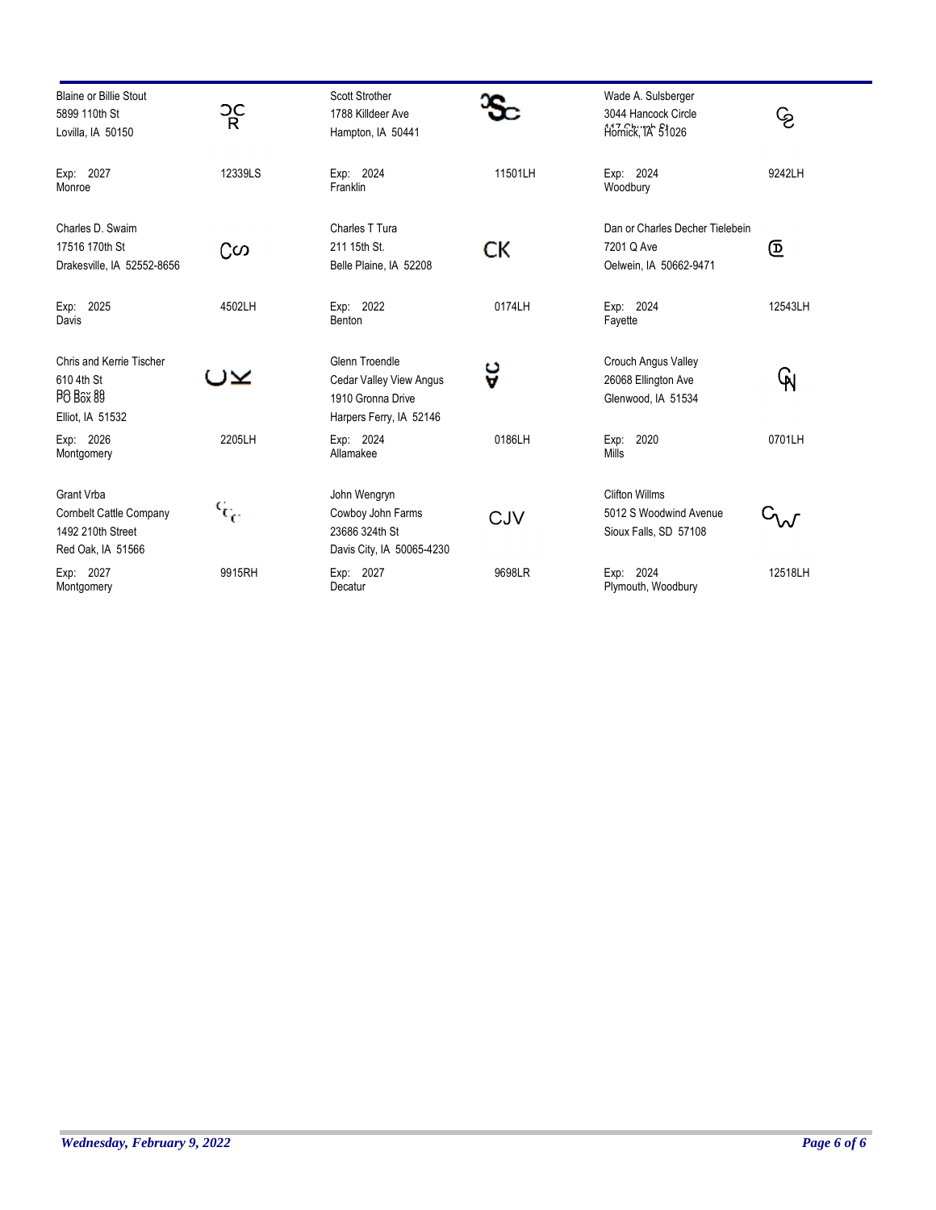| | | | | | |
|---|---|---|---|---|---|
| Blaine or Billie Stout<br>5899 110th St<br>Lovilla, IA 50150 | | Scott Strother<br>1788 Killdeer Ave<br>Hampton, IA 50441 | | Wade A. Sulsberger<br>3044 Hancock Circle<br>417 Church St<br>Hornick, IA 51026 | |
| Exp: 2027<br>Monroe | 12339LS | Exp: 2024<br>Franklin | 11501LH | Exp: 2024<br>Woodbury | 9242LH |
| Charles D. Swaim<br>17516 170th St<br>Drakesville, IA 52552-8656 | | Charles T Tura<br>211 15th St.<br>Belle Plaine, IA 52208 | CK | Dan or Charles Decher Tielebein<br>7201 Q Ave<br>Oelwein, IA 50662-9471 | |
| Exp: 2025<br>Davis | 4502LH | Exp: 2022<br>Benton | 0174LH | Exp: 2024<br>Fayette | 12543LH |
| Chris and Kerrie Tischer<br>610 4th St<br>PO Box 89<br>Elliot, IA 51532 | | Glenn Troendle<br>Cedar Valley View Angus<br>1910 Gronna Drive<br>Harpers Ferry, IA 52146 | | Crouch Angus Valley<br>26068 Ellington Ave<br>Glenwood, IA 51534 | |
| Exp: 2026<br>Montgomery | 2205LH | Exp: 2024<br>Allamakee | 0186LH | Exp: 2020<br>Mills | 0701LH |
| Grant Vrba<br>Cornbelt Cattle Company<br>1492 210th Street<br>Red Oak, IA 51566 | | John Wengryn<br>Cowboy John Farms<br>23686 324th St<br>Davis City, IA 50065-4230 | CJV | Clifton Willms<br>5012 S Woodwind Avenue<br>Sioux Falls, SD 57108 | |
| Exp: 2027<br>Montgomery | 9915RH | Exp: 2027<br>Decatur | 9698LR | Exp: 2024<br>Plymouth, Woodbury | 12518LH |